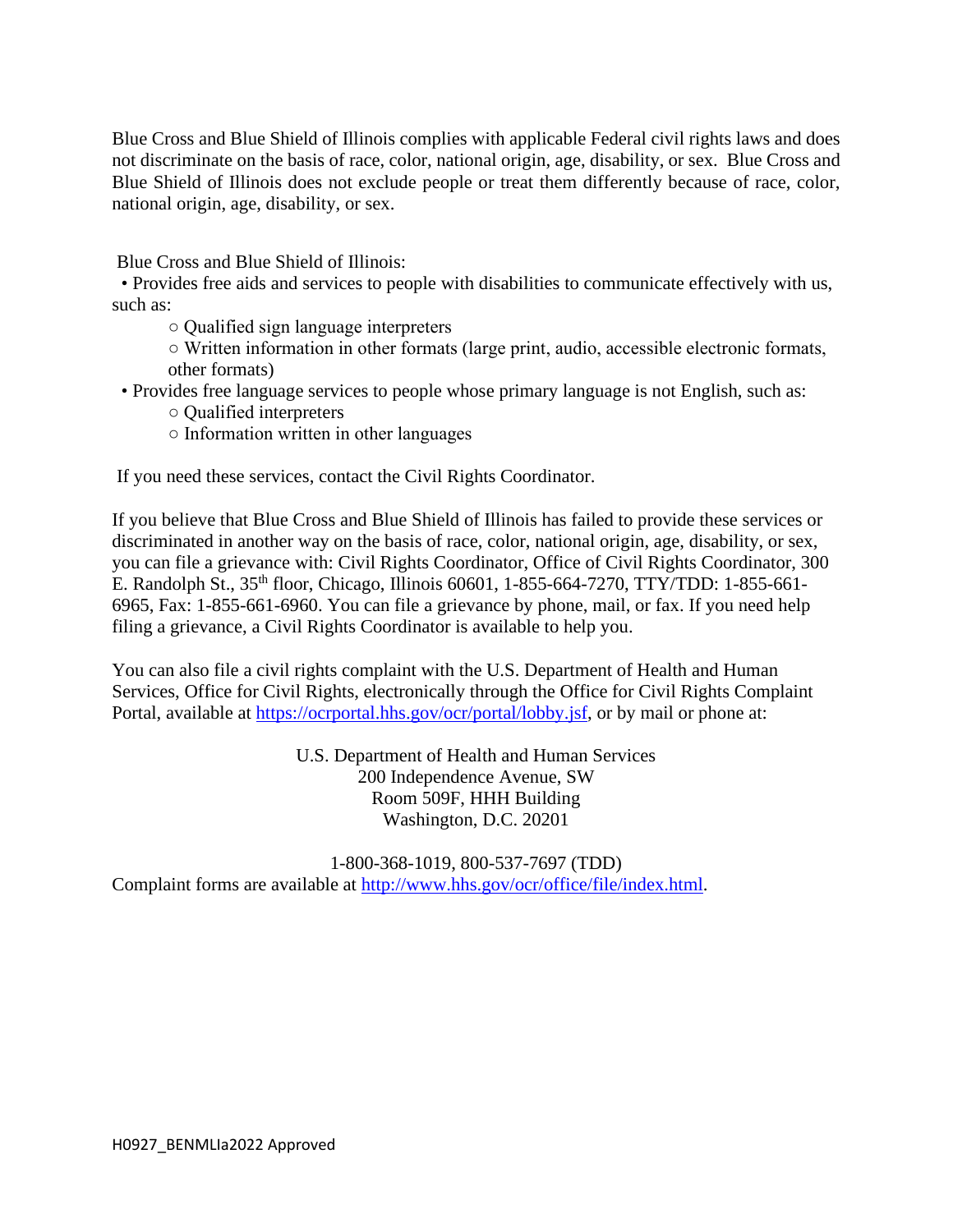Blue Cross and Blue Shield of Illinois complies with applicable Federal civil rights laws and does not discriminate on the basis of race, color, national origin, age, disability, or sex. Blue Cross and Blue Shield of Illinois does not exclude people or treat them differently because of race, color, national origin, age, disability, or sex.

Blue Cross and Blue Shield of Illinois:

- Provides free aids and services to people with disabilities to communicate effectively with us, such as:
  - Qualified sign language interpreters
  - Written information in other formats (large print, audio, accessible electronic formats, other formats)
- Provides free language services to people whose primary language is not English, such as:
  - Qualified interpreters
  - Information written in other languages

If you need these services, contact the Civil Rights Coordinator.

If you believe that Blue Cross and Blue Shield of Illinois has failed to provide these services or discriminated in another way on the basis of race, color, national origin, age, disability, or sex, you can file a grievance with: Civil Rights Coordinator, Office of Civil Rights Coordinator, 300 E. Randolph St., 35th floor, Chicago, Illinois 60601, 1-855-664-7270, TTY/TDD: 1-855-661-6965, Fax: 1-855-661-6960. You can file a grievance by phone, mail, or fax. If you need help filing a grievance, a Civil Rights Coordinator is available to help you.

You can also file a civil rights complaint with the U.S. Department of Health and Human Services, Office for Civil Rights, electronically through the Office for Civil Rights Complaint Portal, available at https://ocrportal.hhs.gov/ocr/portal/lobby.jsf, or by mail or phone at:

U.S. Department of Health and Human Services
200 Independence Avenue, SW
Room 509F, HHH Building
Washington, D.C. 20201

1-800-368-1019, 800-537-7697 (TDD)
Complaint forms are available at http://www.hhs.gov/ocr/office/file/index.html.

H0927_BENMLIa2022 Approved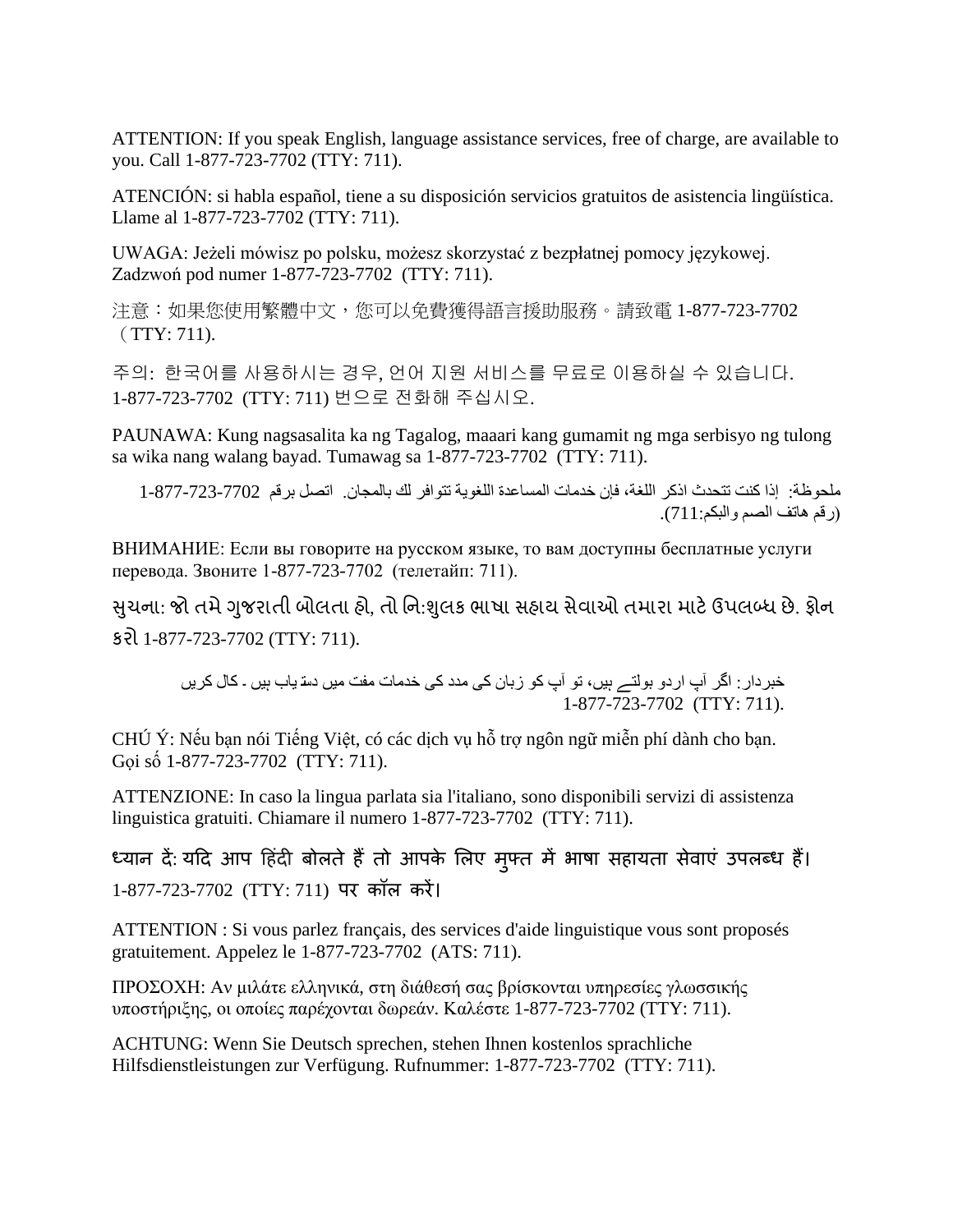ATTENTION: If you speak English, language assistance services, free of charge, are available to you. Call 1-877-723-7702 (TTY: 711).

ATENCIÓN: si habla español, tiene a su disposición servicios gratuitos de asistencia lingüística. Llame al 1-877-723-7702 (TTY: 711).

UWAGA: Jeżeli mówisz po polsku, możesz skorzystać z bezpłatnej pomocy językowej. Zadzwoń pod numer 1-877-723-7702 (TTY: 711).

注意：如果您使用繁體中文，您可以免費獲得語言援助服務。請致電 1-877-723-7702（TTY: 711).

주의: 한국어를 사용하시는 경우, 언어 지원 서비스를 무료로 이용하실 수 있습니다. 1-877-723-7702 (TTY: 711) 번으로 전화해 주십시오.

PAUNAWA: Kung nagsasalita ka ng Tagalog, maaari kang gumamit ng mga serbisyo ng tulong sa wika nang walang bayad. Tumawag sa 1-877-723-7702 (TTY: 711).

ملحوظة: إذا كنت تتحدث اذكر اللغة، فإن خدمات المساعدة اللغوية تتوافر لك بالمجان. اتصل برقم 1-877-723-7702 (رقم هاتف الصم والبكم:711).

ВНИМАНИЕ: Если вы говорите на русском языке, то вам доступны бесплатные услуги перевода. Звоните 1-877-723-7702 (телетайп: 711).

સુચના: જો તમે ગુજરાતી બોલતા હો, તો નિ:શુલ્ક ભાષા સહાય સેવાઓ તમારા માટે ઉપલબ્ધ છે. ફોન કરો 1-877-723-7702 (TTY: 711).

خبردار: اگر آپ اردو بولتے ہیں، تو آپ کو زبان کی مدد کی خدمات مفت میں دستیاب ہیں ۔ کال کریں 1-877-723-7702 (TTY: 711).

CHÚ Ý: Nếu bạn nói Tiếng Việt, có các dịch vụ hỗ trợ ngôn ngữ miễn phí dành cho bạn. Gọi số 1-877-723-7702 (TTY: 711).

ATTENZIONE: In caso la lingua parlata sia l'italiano, sono disponibili servizi di assistenza linguistica gratuiti. Chiamare il numero 1-877-723-7702 (TTY: 711).

ध्यान दें: यदि आप हिंदी बोलते हैं तो आपके लिए मुफ्त में भाषा सहायता सेवाएं उपलब्ध हैं। 1-877-723-7702 (TTY: 711) पर कॉल करें।

ATTENTION : Si vous parlez français, des services d'aide linguistique vous sont proposés gratuitement. Appelez le 1-877-723-7702 (ATS: 711).

ΠΡΟΣΟΧΗ: Αν μιλάτε ελληνικά, στη διάθεσή σας βρίσκονται υπηρεσίες γλωσσικής υποστήριξης, οι οποίες παρέχονται δωρεάν. Καλέστε 1-877-723-7702 (TTY: 711).

ACHTUNG: Wenn Sie Deutsch sprechen, stehen Ihnen kostenlos sprachliche Hilfsdienstleistungen zur Verfügung. Rufnummer: 1-877-723-7702 (TTY: 711).